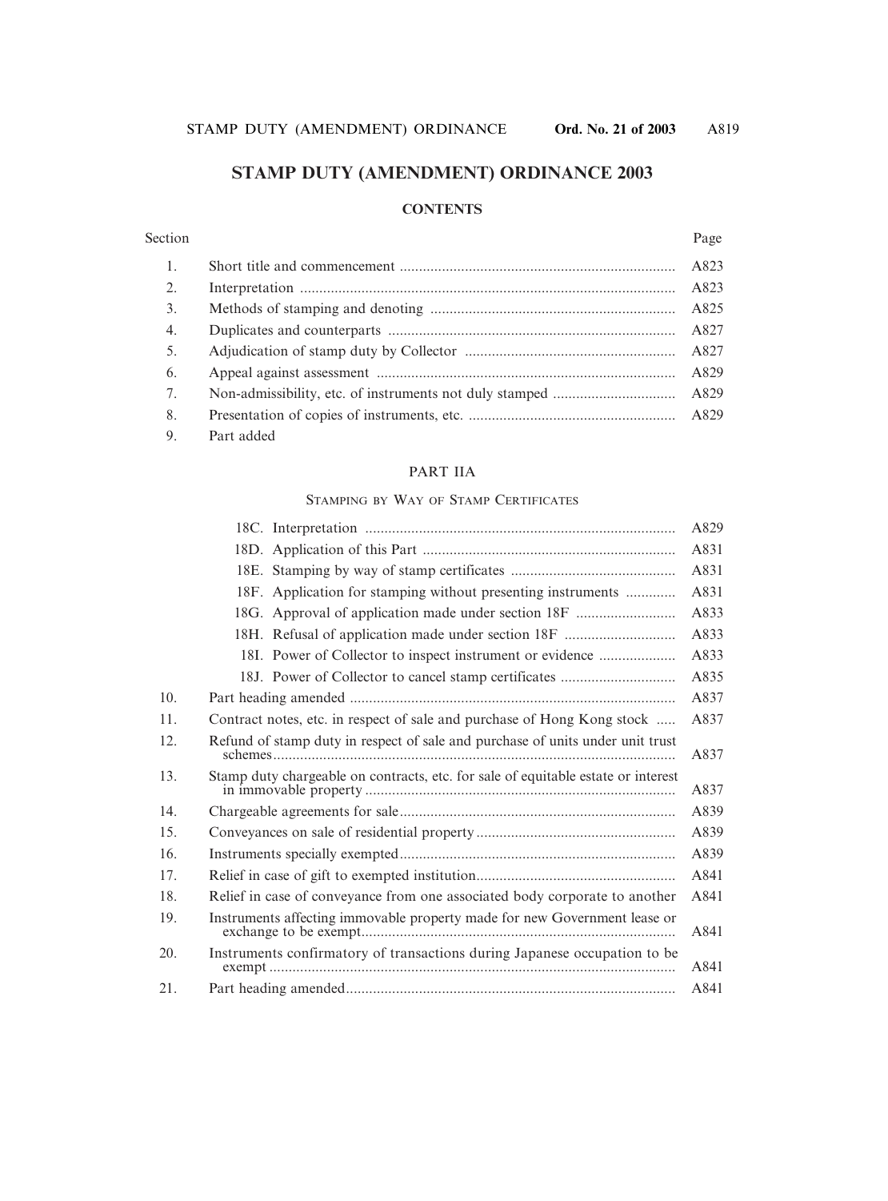# STAMP DUTY (AMENDMENT) ORDINANCE 2003

## CONTENTS

| Section | | Page |
|---|---|---|
| 1. | Short title and commencement | A823 |
| 2. | Interpretation | A823 |
| 3. | Methods of stamping and denoting | A825 |
| 4. | Duplicates and counterparts | A827 |
| 5. | Adjudication of stamp duty by Collector | A827 |
| 6. | Appeal against assessment | A829 |
| 7. | Non-admissibility, etc. of instruments not duly stamped | A829 |
| 8. | Presentation of copies of instruments, etc. | A829 |
| 9. | Part added | |

PART IIA

STAMPING BY WAY OF STAMP CERTIFICATES

| Section | | Page |
|---|---|---|
| 18C. | Interpretation | A829 |
| 18D. | Application of this Part | A831 |
| 18E. | Stamping by way of stamp certificates | A831 |
| 18F. | Application for stamping without presenting instruments | A831 |
| 18G. | Approval of application made under section 18F | A833 |
| 18H. | Refusal of application made under section 18F | A833 |
| 18I. | Power of Collector to inspect instrument or evidence | A833 |
| 18J. | Power of Collector to cancel stamp certificates | A835 |

| Section | | Page |
|---|---|---|
| 10. | Part heading amended | A837 |
| 11. | Contract notes, etc. in respect of sale and purchase of Hong Kong stock | A837 |
| 12. | Refund of stamp duty in respect of sale and purchase of units under unit trust schemes | A837 |
| 13. | Stamp duty chargeable on contracts, etc. for sale of equitable estate or interest in immovable property | A837 |
| 14. | Chargeable agreements for sale | A839 |
| 15. | Conveyances on sale of residential property | A839 |
| 16. | Instruments specially exempted | A839 |
| 17. | Relief in case of gift to exempted institution | A841 |
| 18. | Relief in case of conveyance from one associated body corporate to another | A841 |
| 19. | Instruments affecting immovable property made for new Government lease or exchange to be exempt | A841 |
| 20. | Instruments confirmatory of transactions during Japanese occupation to be exempt | A841 |
| 21. | Part heading amended | A841 |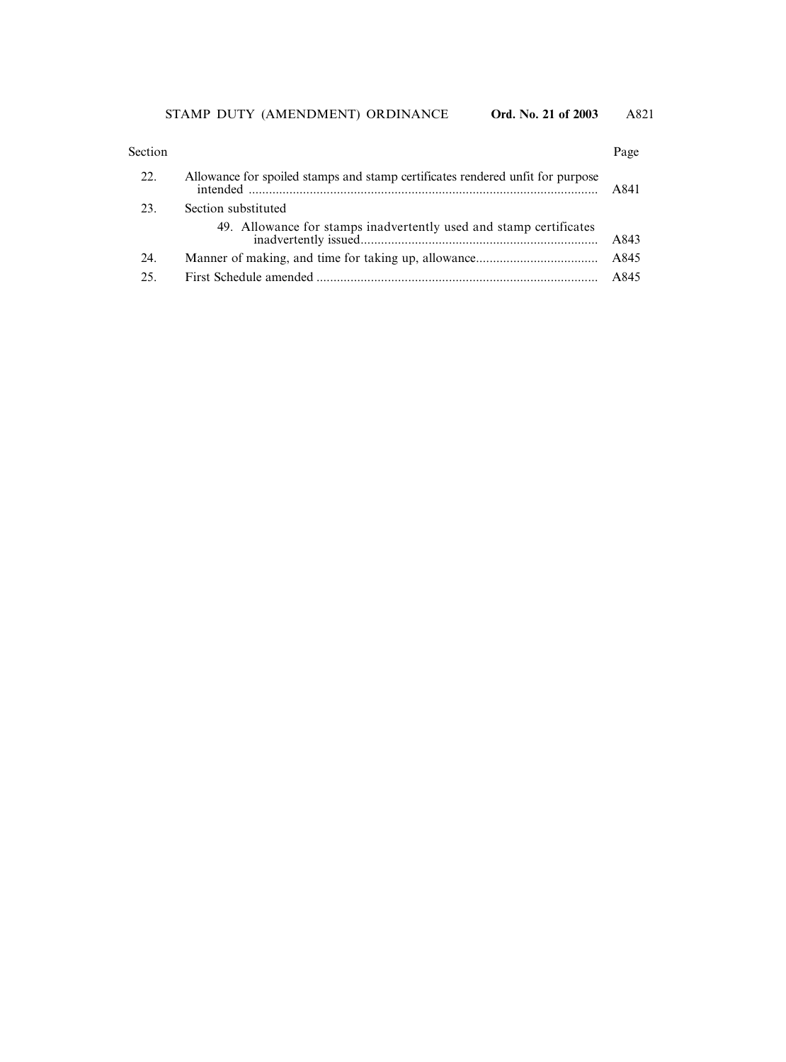| Section | | Page |
|---|---|---|
| 22. | Allowance for spoiled stamps and stamp certificates rendered unfit for purpose intended | A841 |
| 23. | Section substituted | |
| | 49. Allowance for stamps inadvertently used and stamp certificates inadvertently issued | A843 |
| 24. | Manner of making, and time for taking up, allowance | A845 |
| 25. | First Schedule amended | A845 |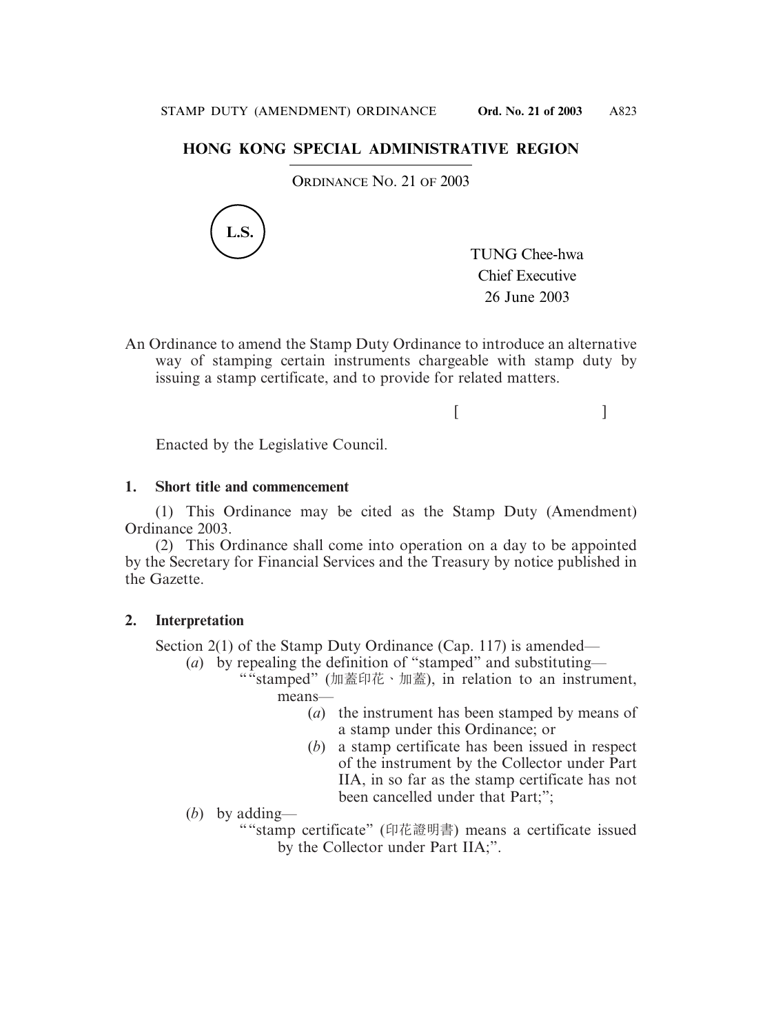# HONG KONG SPECIAL ADMINISTRATIVE REGION

ORDINANCE NO. 21 OF 2003

L.S.

TUNG Chee-hwa
Chief Executive
26 June 2003

An Ordinance to amend the Stamp Duty Ordinance to introduce an alternative way of stamping certain instruments chargeable with stamp duty by issuing a stamp certificate, and to provide for related matters.

[ ]

Enacted by the Legislative Council.

### 1. Short title and commencement

(1) This Ordinance may be cited as the Stamp Duty (Amendment) Ordinance 2003.

(2) This Ordinance shall come into operation on a day to be appointed by the Secretary for Financial Services and the Treasury by notice published in the Gazette.

### 2. Interpretation

Section 2(1) of the Stamp Duty Ordinance (Cap. 117) is amended—

(*a*) by repealing the definition of "stamped" and substituting—

""stamped" (加蓋印花、加蓋), in relation to an instrument, means—

(*a*) the instrument has been stamped by means of a stamp under this Ordinance; or

(*b*) a stamp certificate has been issued in respect of the instrument by the Collector under Part IIA, in so far as the stamp certificate has not been cancelled under that Part;";

(*b*) by adding—

""stamp certificate" (印花證明書) means a certificate issued by the Collector under Part IIA;".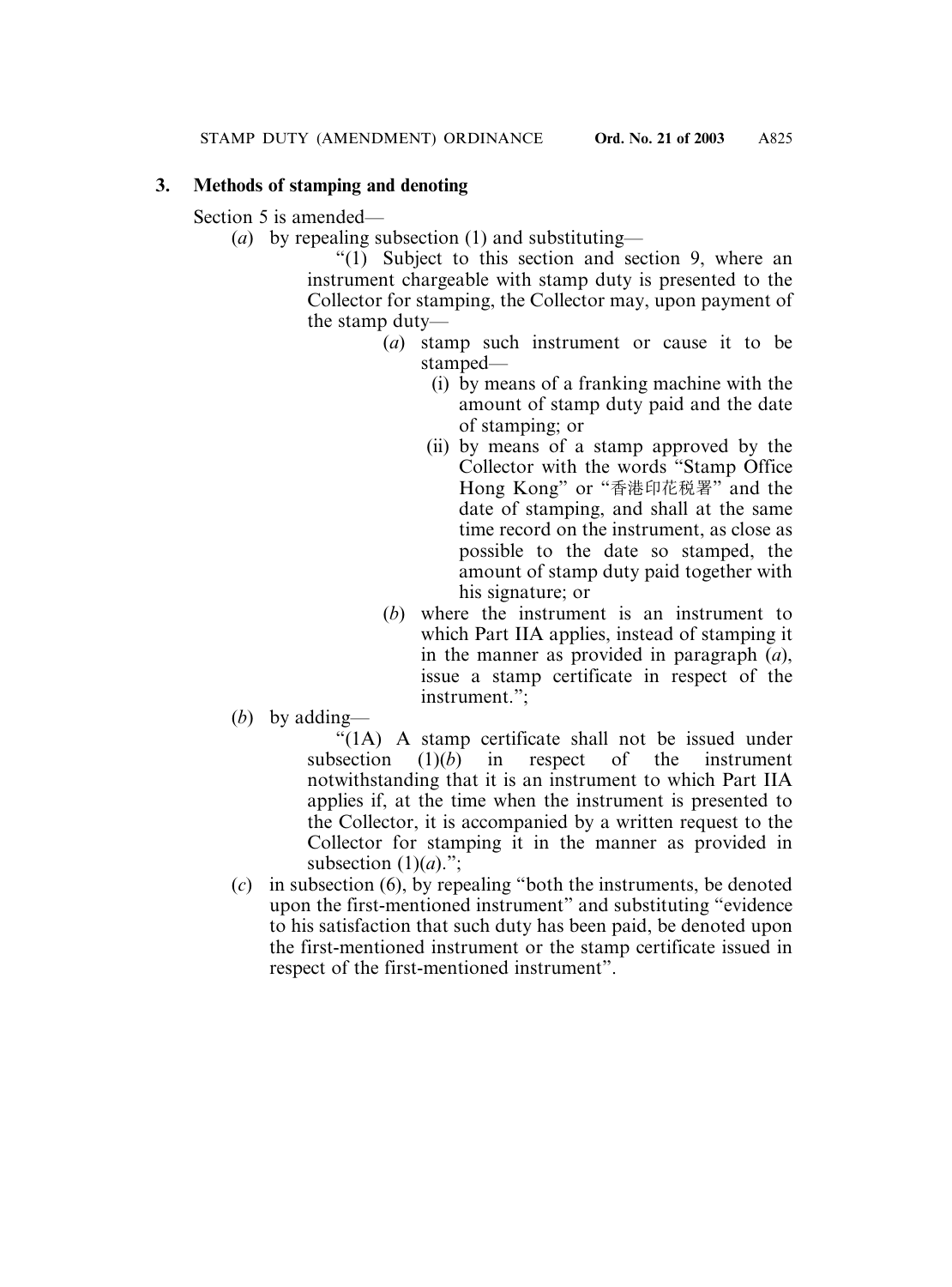### 3. Methods of stamping and denoting

Section 5 is amended—

(*a*) by repealing subsection (1) and substituting—

"(1) Subject to this section and section 9, where an instrument chargeable with stamp duty is presented to the Collector for stamping, the Collector may, upon payment of the stamp duty—

(*a*) stamp such instrument or cause it to be stamped—

(i) by means of a franking machine with the amount of stamp duty paid and the date of stamping; or

(ii) by means of a stamp approved by the Collector with the words "Stamp Office Hong Kong" or "香港印花稅署" and the date of stamping, and shall at the same time record on the instrument, as close as possible to the date so stamped, the amount of stamp duty paid together with his signature; or

(*b*) where the instrument is an instrument to which Part IIA applies, instead of stamping it in the manner as provided in paragraph (*a*), issue a stamp certificate in respect of the instrument.";

(*b*) by adding—

"(1A) A stamp certificate shall not be issued under subsection (1)(*b*) in respect of the instrument notwithstanding that it is an instrument to which Part IIA applies if, at the time when the instrument is presented to the Collector, it is accompanied by a written request to the Collector for stamping it in the manner as provided in subsection (1)(*a*).";

(*c*) in subsection (6), by repealing "both the instruments, be denoted upon the first-mentioned instrument" and substituting "evidence to his satisfaction that such duty has been paid, be denoted upon the first-mentioned instrument or the stamp certificate issued in respect of the first-mentioned instrument".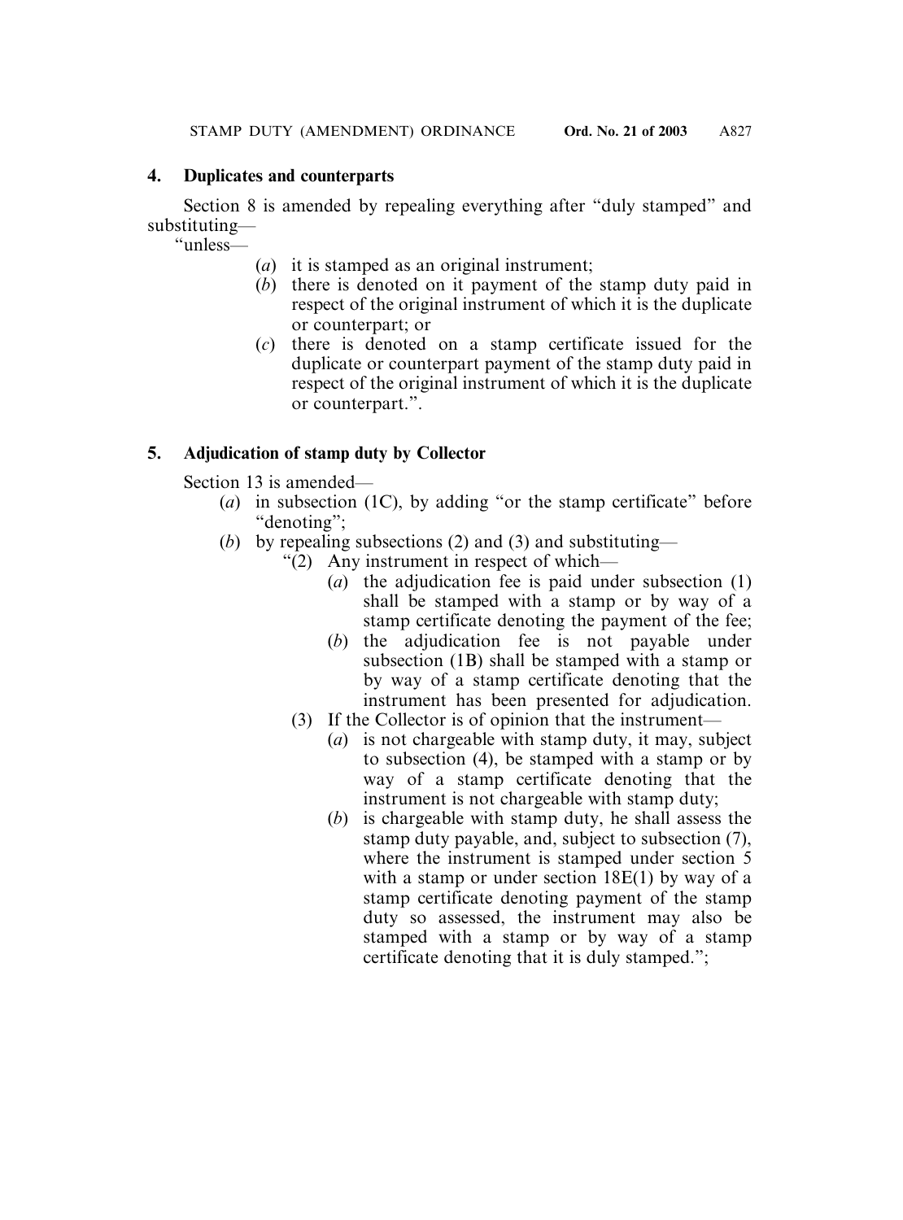**4. Duplicates and counterparts**

Section 8 is amended by repealing everything after "duly stamped" and substituting—

"unless—

(*a*) it is stamped as an original instrument;

(*b*) there is denoted on it payment of the stamp duty paid in respect of the original instrument of which it is the duplicate or counterpart; or

(*c*) there is denoted on a stamp certificate issued for the duplicate or counterpart payment of the stamp duty paid in respect of the original instrument of which it is the duplicate or counterpart.".

**5. Adjudication of stamp duty by Collector**

Section 13 is amended—

(*a*) in subsection (1C), by adding "or the stamp certificate" before "denoting";

(*b*) by repealing subsections (2) and (3) and substituting—

"(2) Any instrument in respect of which—

(*a*) the adjudication fee is paid under subsection (1) shall be stamped with a stamp or by way of a stamp certificate denoting the payment of the fee;

(*b*) the adjudication fee is not payable under subsection (1B) shall be stamped with a stamp or by way of a stamp certificate denoting that the instrument has been presented for adjudication.

(3) If the Collector is of opinion that the instrument—

(*a*) is not chargeable with stamp duty, it may, subject to subsection (4), be stamped with a stamp or by way of a stamp certificate denoting that the instrument is not chargeable with stamp duty;

(*b*) is chargeable with stamp duty, he shall assess the stamp duty payable, and, subject to subsection (7), where the instrument is stamped under section 5 with a stamp or under section 18E(1) by way of a stamp certificate denoting payment of the stamp duty so assessed, the instrument may also be stamped with a stamp or by way of a stamp certificate denoting that it is duly stamped.";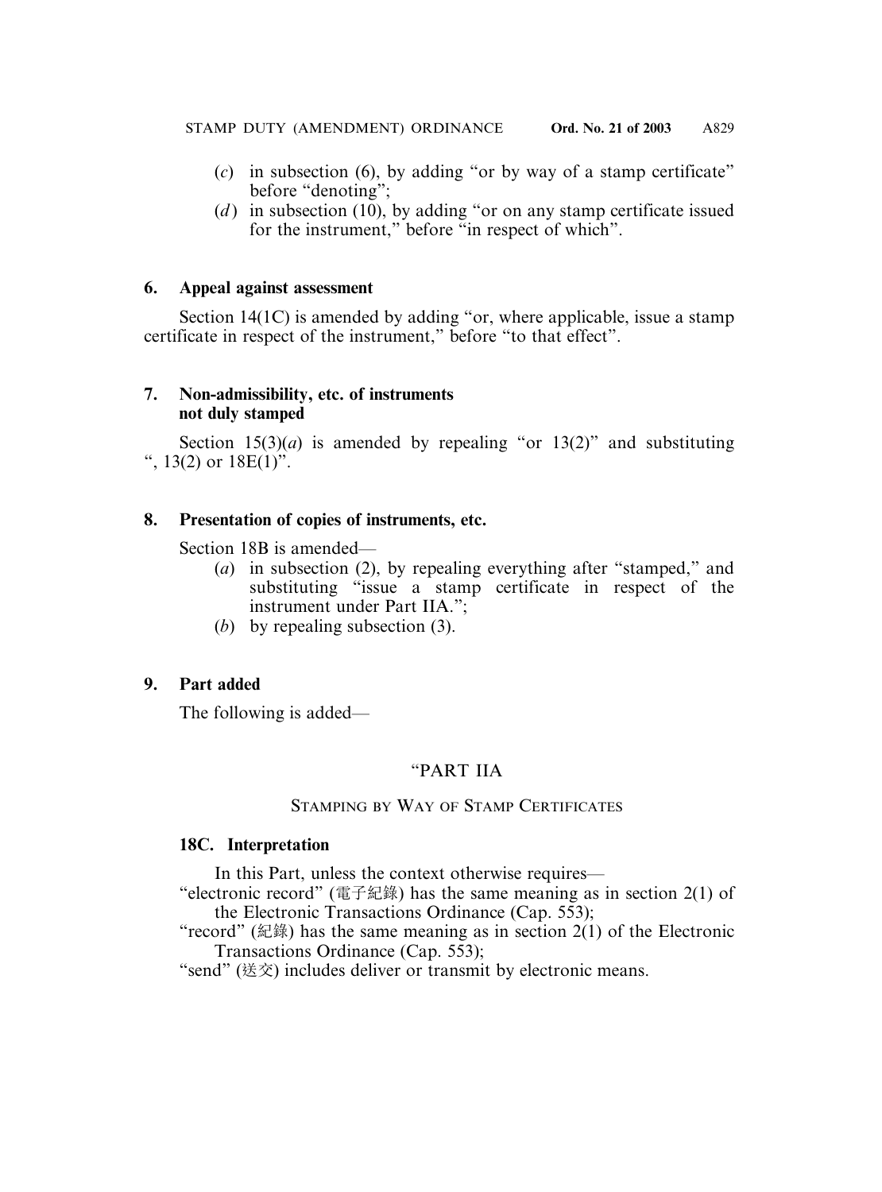(*c*) in subsection (6), by adding "or by way of a stamp certificate" before "denoting";

(*d*) in subsection (10), by adding "or on any stamp certificate issued for the instrument," before "in respect of which".

**6. Appeal against assessment**

Section 14(1C) is amended by adding "or, where applicable, issue a stamp certificate in respect of the instrument," before "to that effect".

**7. Non-admissibility, etc. of instruments not duly stamped**

Section 15(3)(*a*) is amended by repealing "or 13(2)" and substituting ", 13(2) or 18E(1)".

**8. Presentation of copies of instruments, etc.**

Section 18B is amended—

(*a*) in subsection (2), by repealing everything after "stamped," and substituting "issue a stamp certificate in respect of the instrument under Part IIA.";

(*b*) by repealing subsection (3).

**9. Part added**

The following is added—

"PART IIA

STAMPING BY WAY OF STAMP CERTIFICATES

**18C. Interpretation**

In this Part, unless the context otherwise requires—

"electronic record" (電子紀錄) has the same meaning as in section 2(1) of the Electronic Transactions Ordinance (Cap. 553);

"record" (紀錄) has the same meaning as in section 2(1) of the Electronic Transactions Ordinance (Cap. 553);

"send" (送交) includes deliver or transmit by electronic means.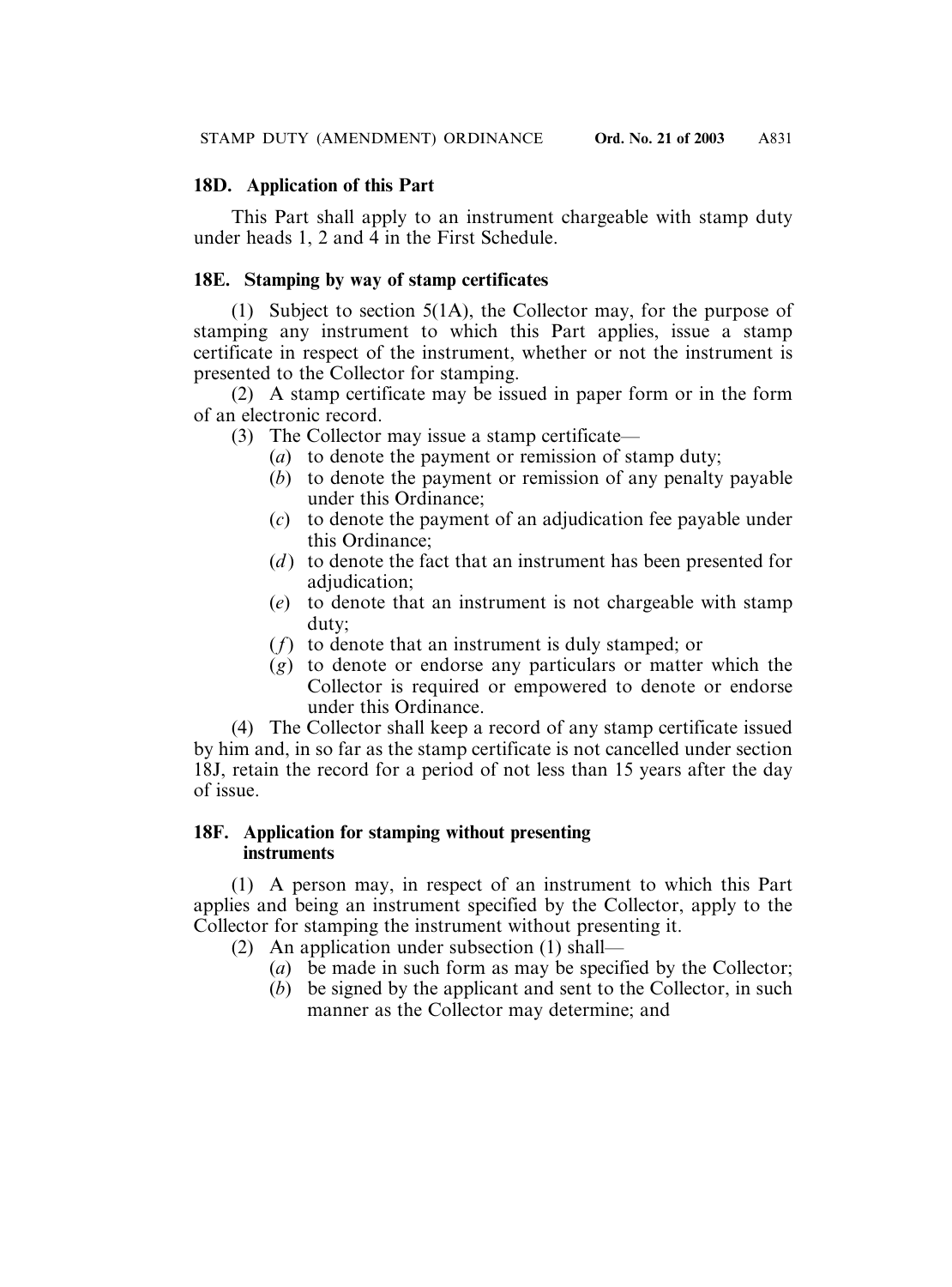**18D. Application of this Part**

This Part shall apply to an instrument chargeable with stamp duty under heads 1, 2 and 4 in the First Schedule.

**18E. Stamping by way of stamp certificates**

(1) Subject to section 5(1A), the Collector may, for the purpose of stamping any instrument to which this Part applies, issue a stamp certificate in respect of the instrument, whether or not the instrument is presented to the Collector for stamping.

(2) A stamp certificate may be issued in paper form or in the form of an electronic record.

(3) The Collector may issue a stamp certificate—

(*a*) to denote the payment or remission of stamp duty;

(*b*) to denote the payment or remission of any penalty payable under this Ordinance;

(*c*) to denote the payment of an adjudication fee payable under this Ordinance;

(*d*) to denote the fact that an instrument has been presented for adjudication;

(*e*) to denote that an instrument is not chargeable with stamp duty;

(*f*) to denote that an instrument is duly stamped; or

(*g*) to denote or endorse any particulars or matter which the Collector is required or empowered to denote or endorse under this Ordinance.

(4) The Collector shall keep a record of any stamp certificate issued by him and, in so far as the stamp certificate is not cancelled under section 18J, retain the record for a period of not less than 15 years after the day of issue.

**18F. Application for stamping without presenting instruments**

(1) A person may, in respect of an instrument to which this Part applies and being an instrument specified by the Collector, apply to the Collector for stamping the instrument without presenting it.

(2) An application under subsection (1) shall—

(*a*) be made in such form as may be specified by the Collector;

(*b*) be signed by the applicant and sent to the Collector, in such manner as the Collector may determine; and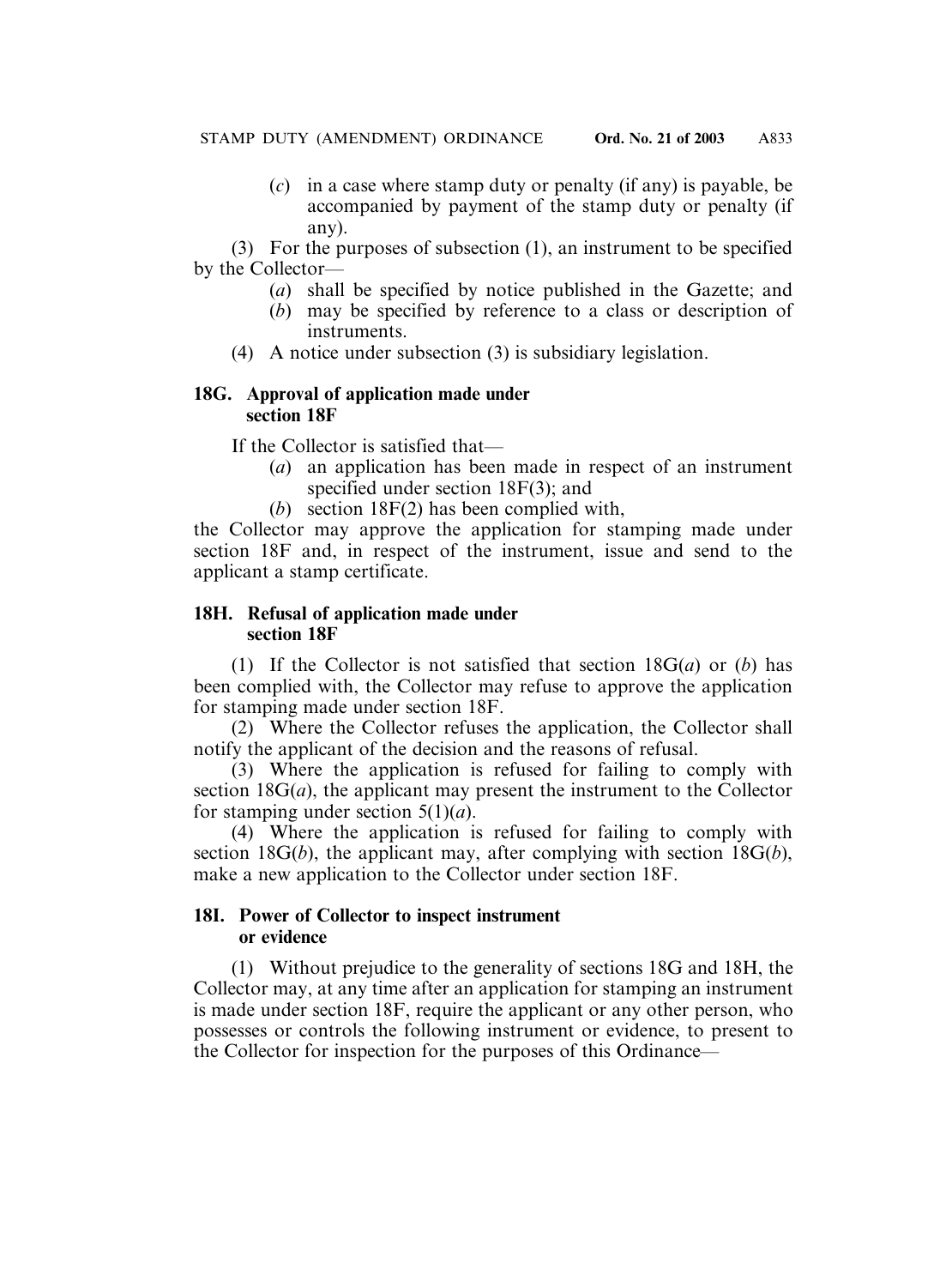(*c*) in a case where stamp duty or penalty (if any) is payable, be accompanied by payment of the stamp duty or penalty (if any).

(3) For the purposes of subsection (1), an instrument to be specified by the Collector—

(*a*) shall be specified by notice published in the Gazette; and

(*b*) may be specified by reference to a class or description of instruments.

(4) A notice under subsection (3) is subsidiary legislation.

**18G. Approval of application made under section 18F**

If the Collector is satisfied that—

(*a*) an application has been made in respect of an instrument specified under section 18F(3); and

(*b*) section 18F(2) has been complied with,

the Collector may approve the application for stamping made under section 18F and, in respect of the instrument, issue and send to the applicant a stamp certificate.

**18H. Refusal of application made under section 18F**

(1) If the Collector is not satisfied that section 18G(*a*) or (*b*) has been complied with, the Collector may refuse to approve the application for stamping made under section 18F.

(2) Where the Collector refuses the application, the Collector shall notify the applicant of the decision and the reasons of refusal.

(3) Where the application is refused for failing to comply with section 18G(*a*), the applicant may present the instrument to the Collector for stamping under section 5(1)(*a*).

(4) Where the application is refused for failing to comply with section 18G(*b*), the applicant may, after complying with section 18G(*b*), make a new application to the Collector under section 18F.

**18I. Power of Collector to inspect instrument or evidence**

(1) Without prejudice to the generality of sections 18G and 18H, the Collector may, at any time after an application for stamping an instrument is made under section 18F, require the applicant or any other person, who possesses or controls the following instrument or evidence, to present to the Collector for inspection for the purposes of this Ordinance—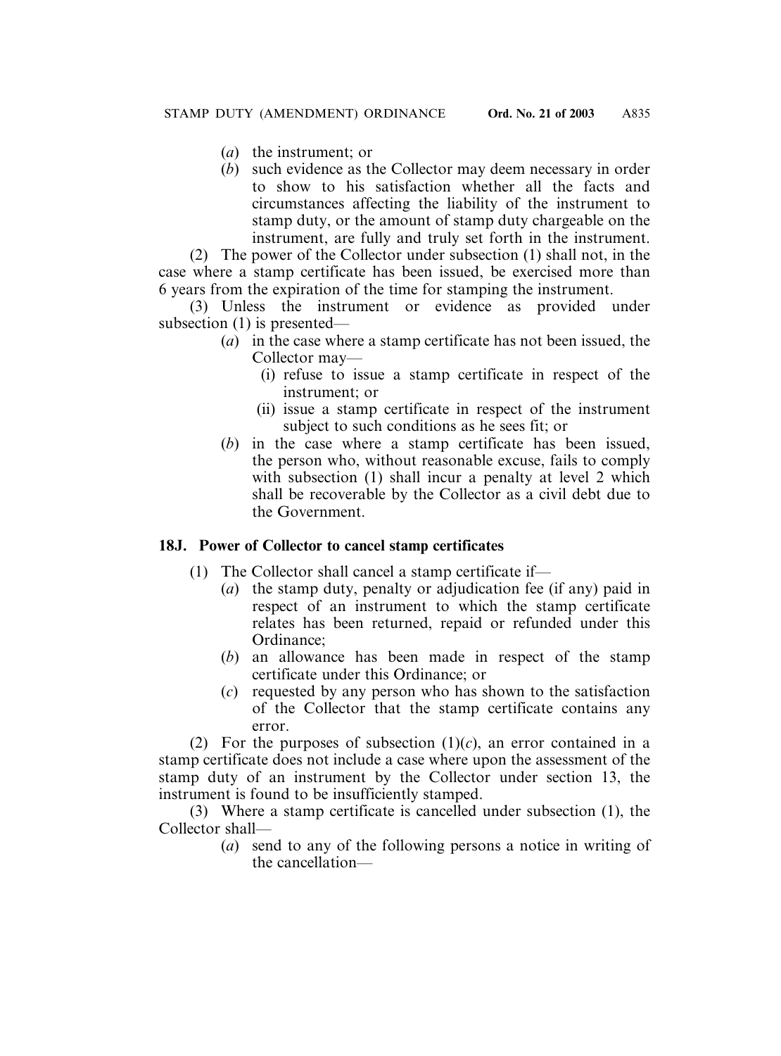(*a*) the instrument; or

(*b*) such evidence as the Collector may deem necessary in order to show to his satisfaction whether all the facts and circumstances affecting the liability of the instrument to stamp duty, or the amount of stamp duty chargeable on the instrument, are fully and truly set forth in the instrument.

(2) The power of the Collector under subsection (1) shall not, in the case where a stamp certificate has been issued, be exercised more than 6 years from the expiration of the time for stamping the instrument.

(3) Unless the instrument or evidence as provided under subsection (1) is presented—

(*a*) in the case where a stamp certificate has not been issued, the Collector may—

(i) refuse to issue a stamp certificate in respect of the instrument; or

(ii) issue a stamp certificate in respect of the instrument subject to such conditions as he sees fit; or

(*b*) in the case where a stamp certificate has been issued, the person who, without reasonable excuse, fails to comply with subsection (1) shall incur a penalty at level 2 which shall be recoverable by the Collector as a civil debt due to the Government.

**18J. Power of Collector to cancel stamp certificates**

(1) The Collector shall cancel a stamp certificate if—

(*a*) the stamp duty, penalty or adjudication fee (if any) paid in respect of an instrument to which the stamp certificate relates has been returned, repaid or refunded under this Ordinance;

(*b*) an allowance has been made in respect of the stamp certificate under this Ordinance; or

(*c*) requested by any person who has shown to the satisfaction of the Collector that the stamp certificate contains any error.

(2) For the purposes of subsection (1)(*c*), an error contained in a stamp certificate does not include a case where upon the assessment of the stamp duty of an instrument by the Collector under section 13, the instrument is found to be insufficiently stamped.

(3) Where a stamp certificate is cancelled under subsection (1), the Collector shall—

(*a*) send to any of the following persons a notice in writing of the cancellation—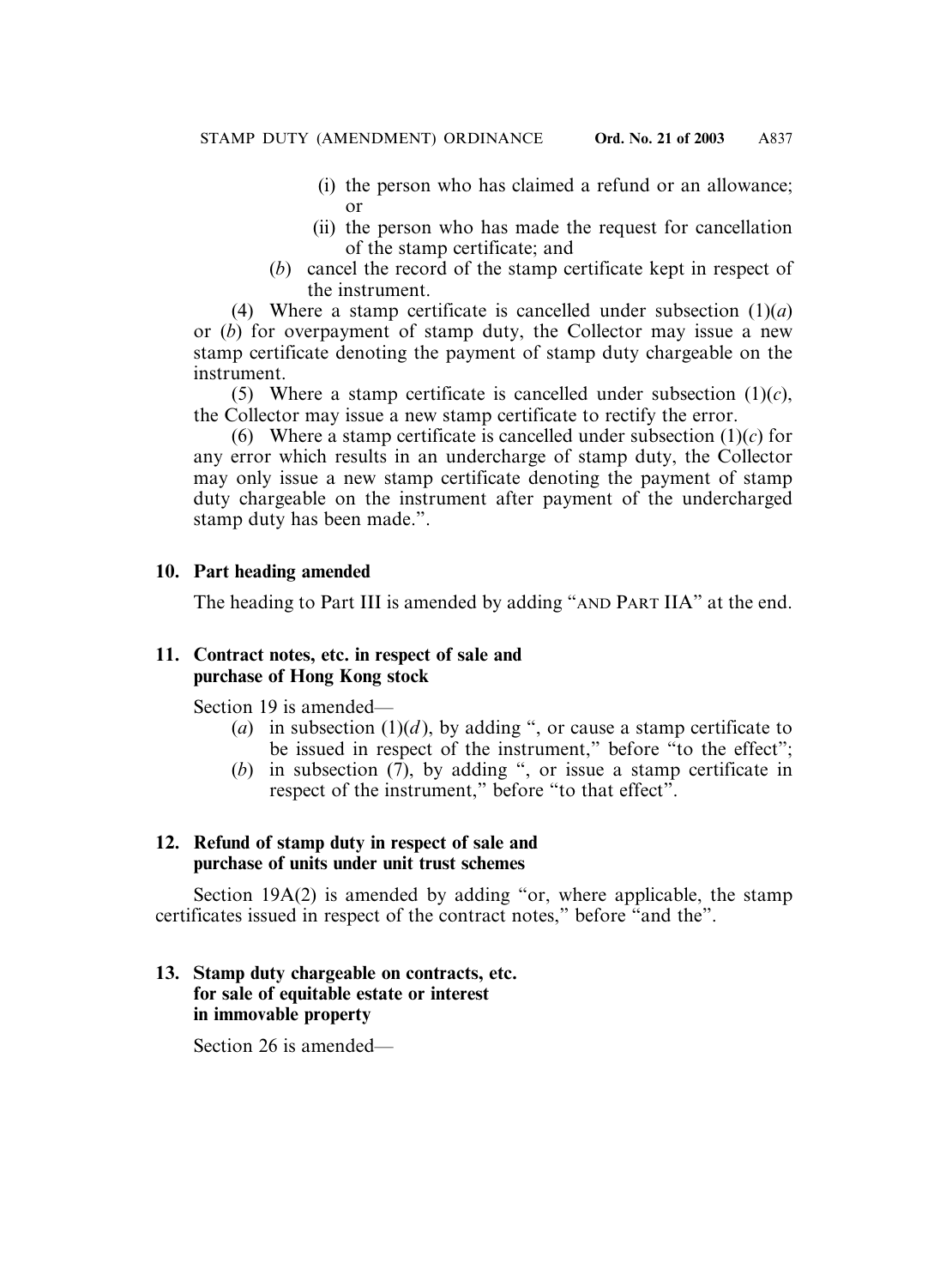(i) the person who has claimed a refund or an allowance; or

(ii) the person who has made the request for cancellation of the stamp certificate; and

(*b*) cancel the record of the stamp certificate kept in respect of the instrument.

(4) Where a stamp certificate is cancelled under subsection (1)(*a*) or (*b*) for overpayment of stamp duty, the Collector may issue a new stamp certificate denoting the payment of stamp duty chargeable on the instrument.

(5) Where a stamp certificate is cancelled under subsection (1)(*c*), the Collector may issue a new stamp certificate to rectify the error.

(6) Where a stamp certificate is cancelled under subsection (1)(*c*) for any error which results in an undercharge of stamp duty, the Collector may only issue a new stamp certificate denoting the payment of stamp duty chargeable on the instrument after payment of the undercharged stamp duty has been made.".

**10. Part heading amended**

The heading to Part III is amended by adding "AND PART IIA" at the end.

**11. Contract notes, etc. in respect of sale and purchase of Hong Kong stock**

Section 19 is amended—

(*a*) in subsection (1)(*d*), by adding ", or cause a stamp certificate to be issued in respect of the instrument," before "to the effect";

(*b*) in subsection (7), by adding ", or issue a stamp certificate in respect of the instrument," before "to that effect".

**12. Refund of stamp duty in respect of sale and purchase of units under unit trust schemes**

Section 19A(2) is amended by adding "or, where applicable, the stamp certificates issued in respect of the contract notes," before "and the".

**13. Stamp duty chargeable on contracts, etc. for sale of equitable estate or interest in immovable property**

Section 26 is amended—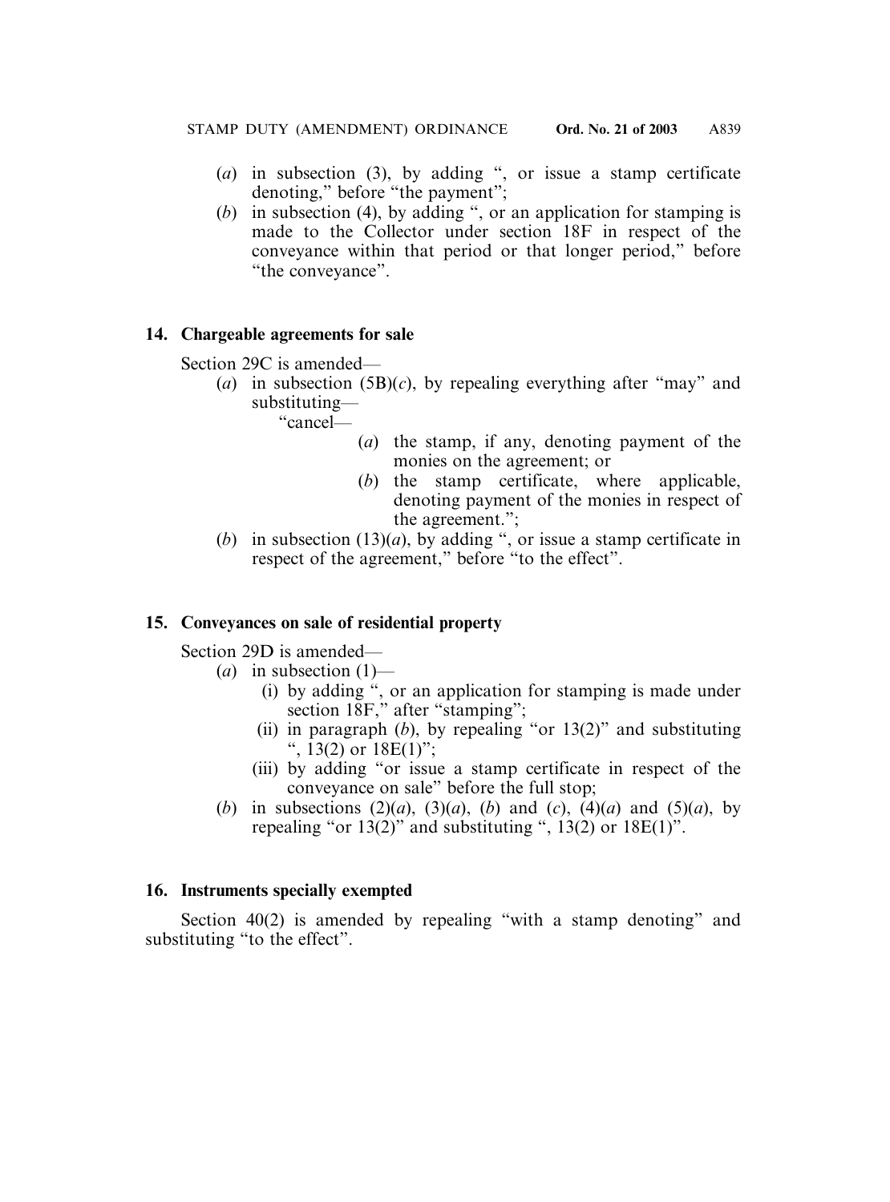(*a*) in subsection (3), by adding ", or issue a stamp certificate denoting," before "the payment";

(*b*) in subsection (4), by adding ", or an application for stamping is made to the Collector under section 18F in respect of the conveyance within that period or that longer period," before "the conveyance".

### 14. Chargeable agreements for sale

Section 29C is amended—

(*a*) in subsection (5B)(*c*), by repealing everything after "may" and substituting—

"cancel—

(*a*) the stamp, if any, denoting payment of the monies on the agreement; or

(*b*) the stamp certificate, where applicable, denoting payment of the monies in respect of the agreement.";

(*b*) in subsection (13)(*a*), by adding ", or issue a stamp certificate in respect of the agreement," before "to the effect".

### 15. Conveyances on sale of residential property

Section 29D is amended—

(*a*) in subsection (1)—

(i) by adding ", or an application for stamping is made under section 18F," after "stamping";

(ii) in paragraph (*b*), by repealing "or 13(2)" and substituting ", 13(2) or 18E(1)";

(iii) by adding "or issue a stamp certificate in respect of the conveyance on sale" before the full stop;

(*b*) in subsections (2)(*a*), (3)(*a*), (*b*) and (*c*), (4)(*a*) and (5)(*a*), by repealing "or 13(2)" and substituting ", 13(2) or 18E(1)".

### 16. Instruments specially exempted

Section 40(2) is amended by repealing "with a stamp denoting" and substituting "to the effect".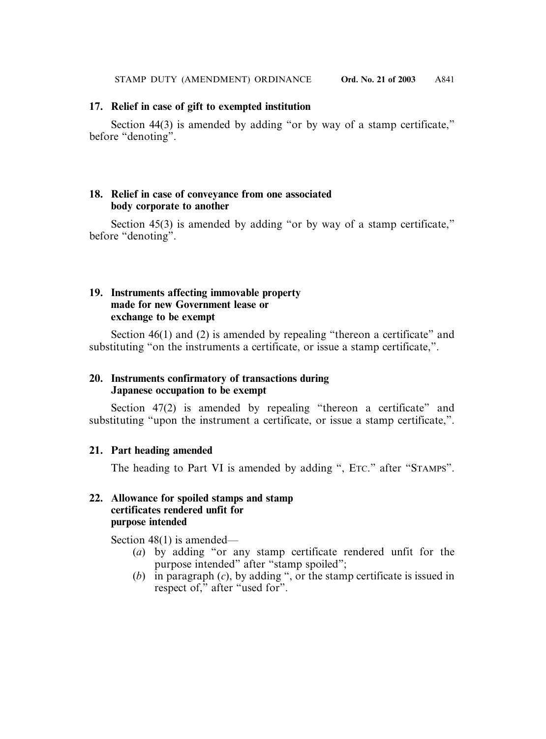### 17. Relief in case of gift to exempted institution

Section 44(3) is amended by adding "or by way of a stamp certificate," before "denoting".

### 18. Relief in case of conveyance from one associated body corporate to another

Section 45(3) is amended by adding "or by way of a stamp certificate," before "denoting".

### 19. Instruments affecting immovable property made for new Government lease or exchange to be exempt

Section 46(1) and (2) is amended by repealing "thereon a certificate" and substituting "on the instruments a certificate, or issue a stamp certificate,".

### 20. Instruments confirmatory of transactions during Japanese occupation to be exempt

Section 47(2) is amended by repealing "thereon a certificate" and substituting "upon the instrument a certificate, or issue a stamp certificate,".

### 21. Part heading amended

The heading to Part VI is amended by adding ", ETC." after "STAMPS".

### 22. Allowance for spoiled stamps and stamp certificates rendered unfit for purpose intended

Section 48(1) is amended—

- (*a*) by adding "or any stamp certificate rendered unfit for the purpose intended" after "stamp spoiled";
- (*b*) in paragraph (*c*), by adding ", or the stamp certificate is issued in respect of," after "used for".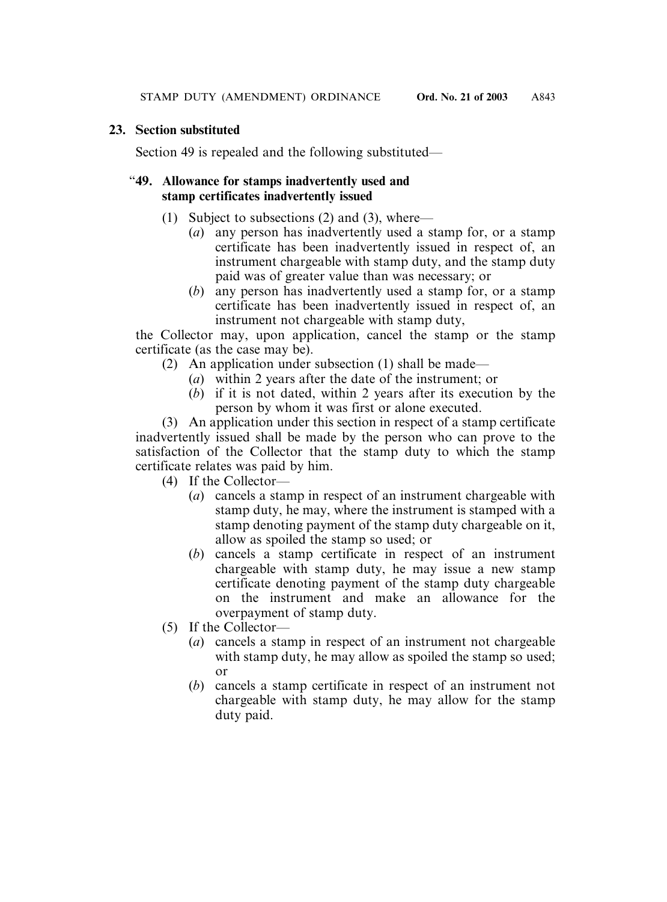**23. Section substituted**

Section 49 is repealed and the following substituted—

"**49. Allowance for stamps inadvertently used and stamp certificates inadvertently issued**

(1) Subject to subsections (2) and (3), where—

(*a*) any person has inadvertently used a stamp for, or a stamp certificate has been inadvertently issued in respect of, an instrument chargeable with stamp duty, and the stamp duty paid was of greater value than was necessary; or

(*b*) any person has inadvertently used a stamp for, or a stamp certificate has been inadvertently issued in respect of, an instrument not chargeable with stamp duty,

the Collector may, upon application, cancel the stamp or the stamp certificate (as the case may be).

(2) An application under subsection (1) shall be made—

(*a*) within 2 years after the date of the instrument; or

(*b*) if it is not dated, within 2 years after its execution by the person by whom it was first or alone executed.

(3) An application under this section in respect of a stamp certificate inadvertently issued shall be made by the person who can prove to the satisfaction of the Collector that the stamp duty to which the stamp certificate relates was paid by him.

(4) If the Collector—

(*a*) cancels a stamp in respect of an instrument chargeable with stamp duty, he may, where the instrument is stamped with a stamp denoting payment of the stamp duty chargeable on it, allow as spoiled the stamp so used; or

(*b*) cancels a stamp certificate in respect of an instrument chargeable with stamp duty, he may issue a new stamp certificate denoting payment of the stamp duty chargeable on the instrument and make an allowance for the overpayment of stamp duty.

(5) If the Collector—

(*a*) cancels a stamp in respect of an instrument not chargeable with stamp duty, he may allow as spoiled the stamp so used; or

(*b*) cancels a stamp certificate in respect of an instrument not chargeable with stamp duty, he may allow for the stamp duty paid.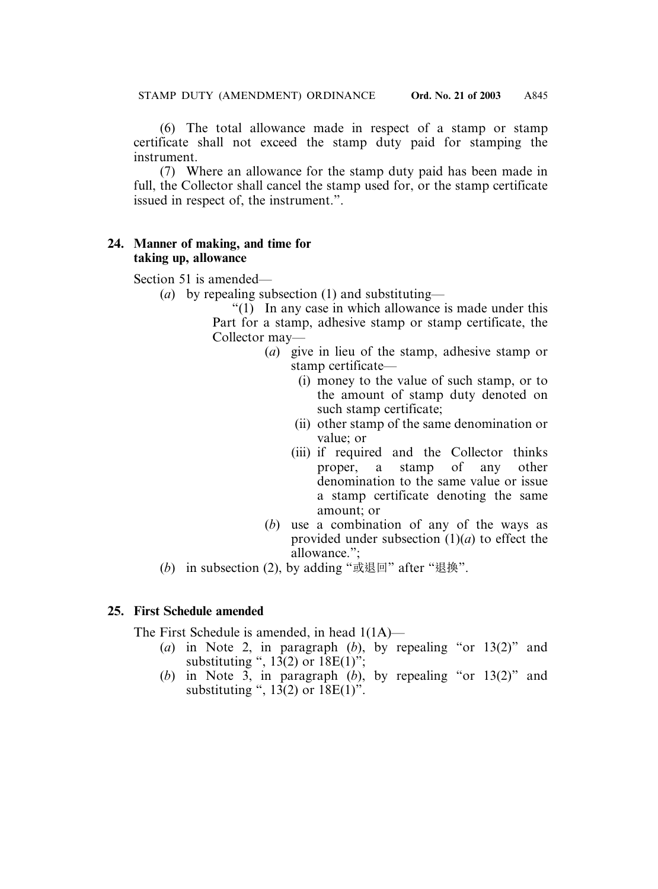(6) The total allowance made in respect of a stamp or stamp certificate shall not exceed the stamp duty paid for stamping the instrument.

(7) Where an allowance for the stamp duty paid has been made in full, the Collector shall cancel the stamp used for, or the stamp certificate issued in respect of, the instrument.".

**24. Manner of making, and time for taking up, allowance**

Section 51 is amended—

(*a*) by repealing subsection (1) and substituting—

"(1) In any case in which allowance is made under this Part for a stamp, adhesive stamp or stamp certificate, the Collector may—

(*a*) give in lieu of the stamp, adhesive stamp or stamp certificate—

(i) money to the value of such stamp, or to the amount of stamp duty denoted on such stamp certificate;

(ii) other stamp of the same denomination or value; or

(iii) if required and the Collector thinks proper, a stamp of any other denomination to the same value or issue a stamp certificate denoting the same amount; or

(*b*) use a combination of any of the ways as provided under subsection (1)(*a*) to effect the allowance.";

(*b*) in subsection (2), by adding "或退回" after "退換".

**25. First Schedule amended**

The First Schedule is amended, in head 1(1A)—

(*a*) in Note 2, in paragraph (*b*), by repealing "or 13(2)" and substituting ", 13(2) or 18E(1)";

(*b*) in Note 3, in paragraph (*b*), by repealing "or 13(2)" and substituting ", 13(2) or 18E(1)".